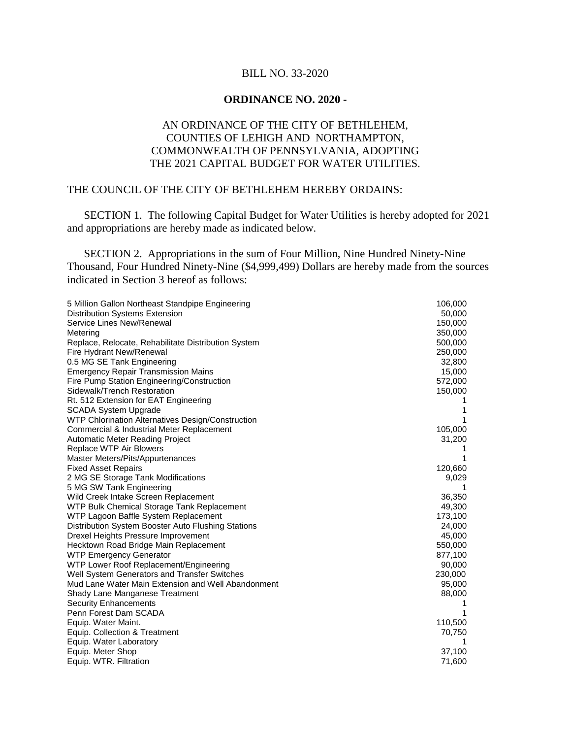BILL NO. 33-2020

**ORDINANCE NO. 2020 -**

AN ORDINANCE OF THE CITY OF BETHLEHEM, COUNTIES OF LEHIGH AND NORTHAMPTON, COMMONWEALTH OF PENNSYLVANIA, ADOPTING THE 2021 CAPITAL BUDGET FOR WATER UTILITIES.

THE COUNCIL OF THE CITY OF BETHLEHEM HEREBY ORDAINS:

SECTION 1. The following Capital Budget for Water Utilities is hereby adopted for 2021 and appropriations are hereby made as indicated below.

SECTION 2. Appropriations in the sum of Four Million, Nine Hundred Ninety-Nine Thousand, Four Hundred Ninety-Nine ($4,999,499) Dollars are hereby made from the sources indicated in Section 3 hereof as follows:

| | |
|---|---|
| 5 Million Gallon Northeast Standpipe Engineering | 106,000 |
| Distribution Systems Extension | 50,000 |
| Service Lines New/Renewal | 150,000 |
| Metering | 350,000 |
| Replace, Relocate, Rehabilitate Distribution System | 500,000 |
| Fire Hydrant New/Renewal | 250,000 |
| 0.5 MG SE Tank Engineering | 32,800 |
| Emergency Repair Transmission Mains | 15,000 |
| Fire Pump Station Engineering/Construction | 572,000 |
| Sidewalk/Trench Restoration | 150,000 |
| Rt. 512 Extension for EAT Engineering | 1 |
| SCADA System Upgrade | 1 |
| WTP Chlorination Alternatives Design/Construction | 1 |
| Commercial & Industrial Meter Replacement | 105,000 |
| Automatic Meter Reading Project | 31,200 |
| Replace WTP Air Blowers | 1 |
| Master Meters/Pits/Appurtenances | 1 |
| Fixed Asset Repairs | 120,660 |
| 2 MG SE Storage Tank Modifications | 9,029 |
| 5 MG SW Tank Engineering | 1 |
| Wild Creek Intake Screen Replacement | 36,350 |
| WTP Bulk Chemical Storage Tank Replacement | 49,300 |
| WTP Lagoon Baffle System Replacement | 173,100 |
| Distribution System Booster Auto Flushing Stations | 24,000 |
| Drexel Heights Pressure Improvement | 45,000 |
| Hecktown Road Bridge Main Replacement | 550,000 |
| WTP Emergency Generator | 877,100 |
| WTP Lower Roof Replacement/Engineering | 90,000 |
| Well System Generators and Transfer Switches | 230,000 |
| Mud Lane Water Main Extension and Well Abandonment | 95,000 |
| Shady Lane Manganese Treatment | 88,000 |
| Security Enhancements | 1 |
| Penn Forest Dam SCADA | 1 |
| Equip. Water Maint. | 110,500 |
| Equip. Collection & Treatment | 70,750 |
| Equip. Water Laboratory | 1 |
| Equip. Meter Shop | 37,100 |
| Equip. WTR. Filtration | 71,600 |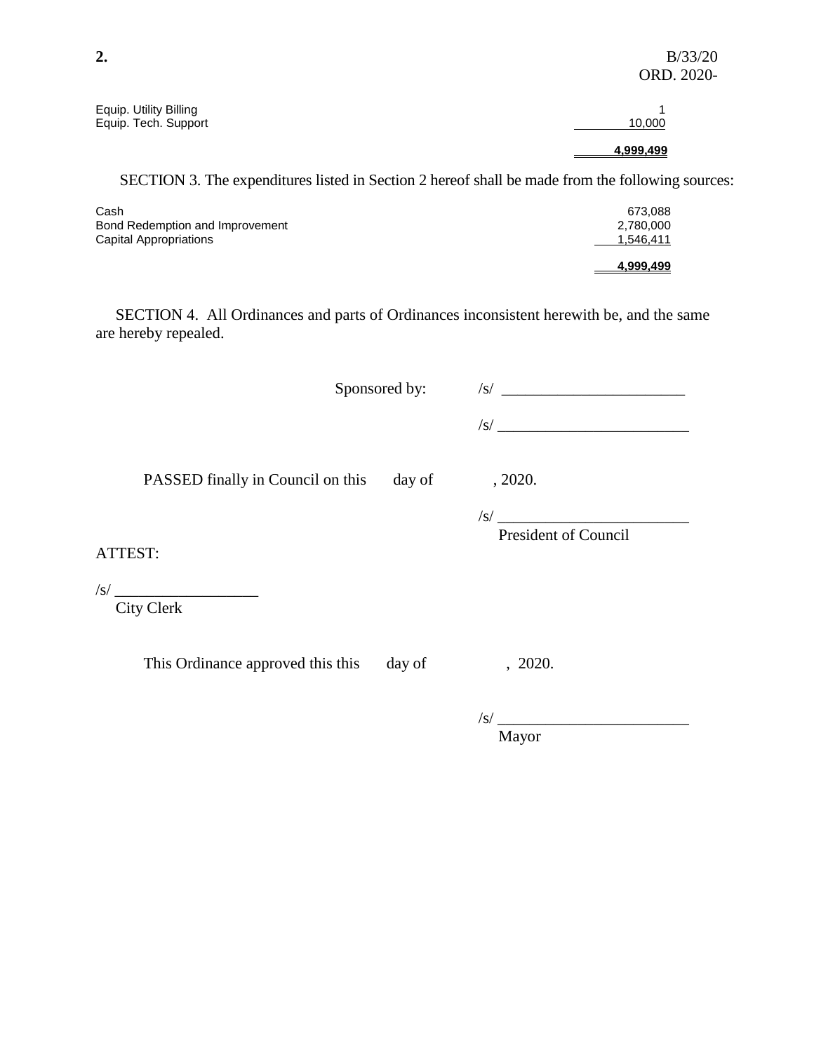B/33/20
ORD. 2020-

| | |
|---|---|
| Equip. Utility Billing | 1 |
| Equip. Tech. Support | 10,000 |
| | **4,999,499** |

SECTION 3. The expenditures listed in Section 2 hereof shall be made from the following sources:

| | |
|---|---|
| Cash | 673,088 |
| Bond Redemption and Improvement | 2,780,000 |
| Capital Appropriations | 1,546,411 |
| | **4,999,499** |

SECTION 4. All Ordinances and parts of Ordinances inconsistent herewith be, and the same are hereby repealed.

Sponsored by: /s/ ________________________

/s/ ________________________

PASSED finally in Council on this day of , 2020.

/s/ ________________________
President of Council

ATTEST:

/s/ __________________
City Clerk

This Ordinance approved this this day of , 2020.

/s/ ________________________
Mayor